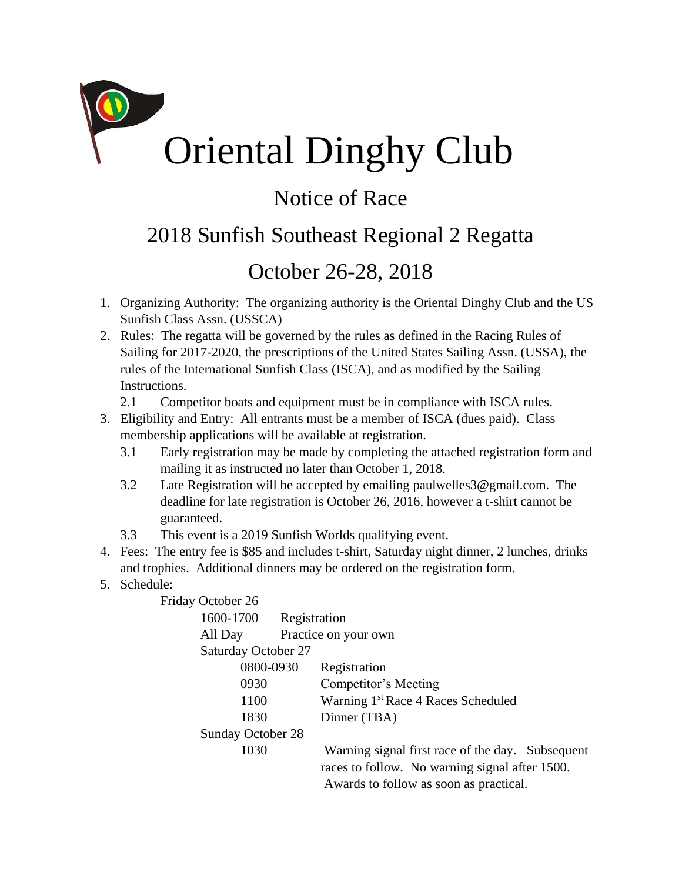# Oriental Dinghy Club

## Notice of Race

## 2018 Sunfish Southeast Regional 2 Regatta

## October 26-28, 2018

1. Organizing Authority: The organizing authority is the Oriental Dinghy Club and the US Sunfish Class Assn. (USSCA)
2. Rules: The regatta will be governed by the rules as defined in the Racing Rules of Sailing for 2017-2020, the prescriptions of the United States Sailing Assn. (USSA), the rules of the International Sunfish Class (ISCA), and as modified by the Sailing Instructions.
   - 2.1 Competitor boats and equipment must be in compliance with ISCA rules.
3. Eligibility and Entry: All entrants must be a member of ISCA (dues paid). Class membership applications will be available at registration.
   - 3.1 Early registration may be made by completing the attached registration form and mailing it as instructed no later than October 1, 2018.
   - 3.2 Late Registration will be accepted by emailing paulwelles3@gmail.com. The deadline for late registration is October 26, 2016, however a t-shirt cannot be guaranteed.
   - 3.3 This event is a 2019 Sunfish Worlds qualifying event.
4. Fees: The entry fee is $85 and includes t-shirt, Saturday night dinner, 2 lunches, drinks and trophies. Additional dinners may be ordered on the registration form.
5. Schedule:

   Friday October 26
   - 1600-1700 Registration
   - All Day Practice on your own

   Saturday October 27
   - 0800-0930 Registration
   - 0930 Competitor's Meeting
   - 1100 Warning 1st Race 4 Races Scheduled
   - 1830 Dinner (TBA)

   Sunday October 28
   - 1030 Warning signal first race of the day. Subsequent races to follow. No warning signal after 1500. Awards to follow as soon as practical.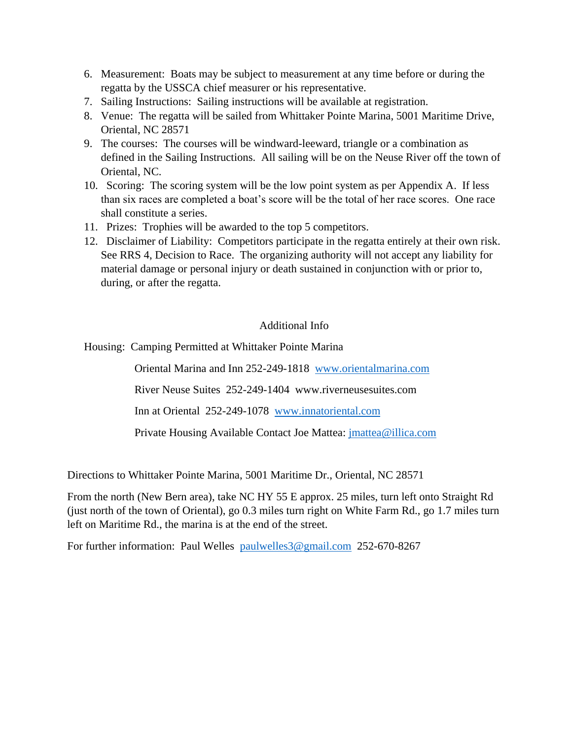6. Measurement: Boats may be subject to measurement at any time before or during the regatta by the USSCA chief measurer or his representative.
7. Sailing Instructions: Sailing instructions will be available at registration.
8. Venue: The regatta will be sailed from Whittaker Pointe Marina, 5001 Maritime Drive, Oriental, NC 28571
9. The courses: The courses will be windward-leeward, triangle or a combination as defined in the Sailing Instructions. All sailing will be on the Neuse River off the town of Oriental, NC.
10. Scoring: The scoring system will be the low point system as per Appendix A. If less than six races are completed a boat's score will be the total of her race scores. One race shall constitute a series.
11. Prizes: Trophies will be awarded to the top 5 competitors.
12. Disclaimer of Liability: Competitors participate in the regatta entirely at their own risk. See RRS 4, Decision to Race. The organizing authority will not accept any liability for material damage or personal injury or death sustained in conjunction with or prior to, during, or after the regatta.

## Additional Info

Housing: Camping Permitted at Whittaker Pointe Marina

Oriental Marina and Inn 252-249-1818 www.orientalmarina.com

River Neuse Suites 252-249-1404 www.riverneusesuites.com

Inn at Oriental 252-249-1078 www.innatoriental.com

Private Housing Available Contact Joe Mattea: jmattea@illica.com

Directions to Whittaker Pointe Marina, 5001 Maritime Dr., Oriental, NC 28571

From the north (New Bern area), take NC HY 55 E approx. 25 miles, turn left onto Straight Rd (just north of the town of Oriental), go 0.3 miles turn right on White Farm Rd., go 1.7 miles turn left on Maritime Rd., the marina is at the end of the street.

For further information: Paul Welles paulwelles3@gmail.com 252-670-8267